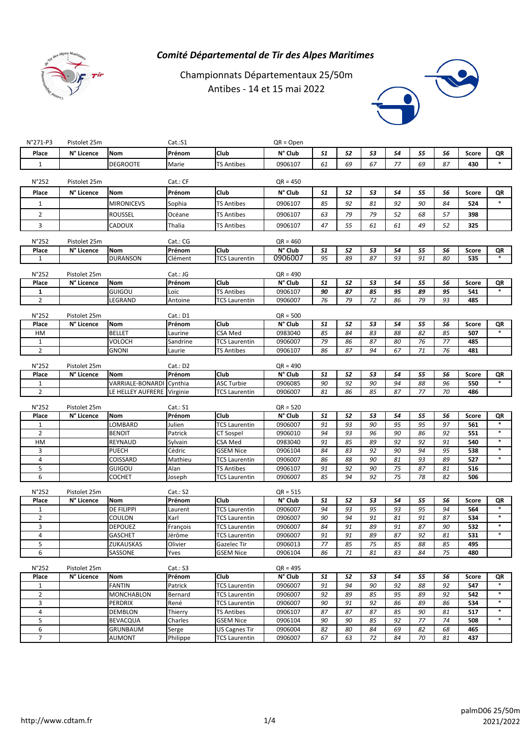# Comité Départemental de Tir des Alpes Maritimes

## Championnats Départementaux 25/50m
## Antibes - 14 et 15 mai 2022

N°271-P3 | Pistolet 25m | Cat.:S1 | QR = Open

| Place | N° Licence | Nom | Prénom | Club | N° Club | S1 | S2 | S3 | S4 | S5 | S6 | Score | QR |
|---|---|---|---|---|---|---|---|---|---|---|---|---|---|
| 1 | | DEGROOTE | Marie | TS Antibes | 0906107 | 61 | 69 | 67 | 77 | 69 | 87 | 430 | * |

N°252 | Pistolet 25m | Cat.: CF | QR = 450

| Place | N° Licence | Nom | Prénom | Club | N° Club | S1 | S2 | S3 | S4 | S5 | S6 | Score | QR |
|---|---|---|---|---|---|---|---|---|---|---|---|---|---|
| 1 | | MIRONICEVS | Sophia | TS Antibes | 0906107 | 85 | 92 | 81 | 92 | 90 | 84 | 524 | * |
| 2 | | ROUSSEL | Océane | TS Antibes | 0906107 | 63 | 79 | 79 | 52 | 68 | 57 | 398 | |
| 3 | | CADOUX | Thalia | TS Antibes | 0906107 | 47 | 55 | 61 | 61 | 49 | 52 | 325 | |

N°252 | Pistolet 25m | Cat.: CG | QR = 460

| Place | N° Licence | Nom | Prénom | Club | N° Club | S1 | S2 | S3 | S4 | S5 | S6 | Score | QR |
|---|---|---|---|---|---|---|---|---|---|---|---|---|---|
| 1 | | DURANSON | Clément | TCS Laurentin | 0906007 | 95 | 89 | 87 | 93 | 91 | 80 | 535 | * |

N°252 | Pistolet 25m | Cat.: JG | QR = 490

| Place | N° Licence | Nom | Prénom | Club | N° Club | S1 | S2 | S3 | S4 | S5 | S6 | Score | QR |
|---|---|---|---|---|---|---|---|---|---|---|---|---|---|
| 1 | | GUIGOU | Loïc | TS Antibes | 0906107 | 90 | 87 | 85 | 95 | 89 | 95 | 541 | * |
| 2 | | LEGRAND | Antoine | TCS Laurentin | 0906007 | 76 | 79 | 72 | 86 | 79 | 93 | 485 | |

N°252 | Pistolet 25m | Cat.: D1 | QR = 500

| Place | N° Licence | Nom | Prénom | Club | N° Club | S1 | S2 | S3 | S4 | S5 | S6 | Score | QR |
|---|---|---|---|---|---|---|---|---|---|---|---|---|---|
| HM | | BELLET | Laurine | CSA Med | 0983040 | 85 | 84 | 83 | 88 | 82 | 85 | 507 | * |
| 1 | | VOLOCH | Sandrine | TCS Laurentin | 0906007 | 79 | 86 | 87 | 80 | 76 | 77 | 485 | |
| 2 | | GNONI | Laurie | TS Antibes | 0906107 | 86 | 87 | 94 | 67 | 71 | 76 | 481 | |

N°252 | Pistolet 25m | Cat.: D2 | QR = 490

| Place | N° Licence | Nom | Prénom | Club | N° Club | S1 | S2 | S3 | S4 | S5 | S6 | Score | QR |
|---|---|---|---|---|---|---|---|---|---|---|---|---|---|
| 1 | | VARRIALE-BONARDI | Cynthia | ASC Turbie | 0906085 | 90 | 92 | 90 | 94 | 88 | 96 | 550 | * |
| 2 | | LE HELLEY AUFRERE | Virginie | TCS Laurentin | 0906007 | 81 | 86 | 85 | 87 | 77 | 70 | 486 | |

N°252 | Pistolet 25m | Cat.: S1 | QR = 520

| Place | N° Licence | Nom | Prénom | Club | N° Club | S1 | S2 | S3 | S4 | S5 | S6 | Score | QR |
|---|---|---|---|---|---|---|---|---|---|---|---|---|---|
| 1 | | LOMBARD | Julien | TCS Laurentin | 0906007 | 91 | 93 | 90 | 95 | 95 | 97 | 561 | * |
| 2 | | BENOIT | Patrick | CT Sospel | 0906010 | 94 | 93 | 96 | 90 | 86 | 92 | 551 | * |
| HM | | REYNAUD | Sylvain | CSA Med | 0983040 | 91 | 85 | 89 | 92 | 92 | 91 | 540 | * |
| 3 | | PUECH | Cédric | GSEM Nice | 0906104 | 84 | 83 | 92 | 90 | 94 | 95 | 538 | * |
| 4 | | COISSARD | Mathieu | TCS Laurentin | 0906007 | 86 | 88 | 90 | 81 | 93 | 89 | 527 | * |
| 5 | | GUIGOU | Alan | TS Antibes | 0906107 | 91 | 92 | 90 | 75 | 87 | 81 | 516 | |
| 6 | | COCHET | Joseph | TCS Laurentin | 0906007 | 85 | 94 | 92 | 75 | 78 | 82 | 506 | |

N°252 | Pistolet 25m | Cat.: S2 | QR = 515

| Place | N° Licence | Nom | Prénom | Club | N° Club | S1 | S2 | S3 | S4 | S5 | S6 | Score | QR |
|---|---|---|---|---|---|---|---|---|---|---|---|---|---|
| 1 | | DE FILIPPI | Laurent | TCS Laurentin | 0906007 | 94 | 93 | 95 | 93 | 95 | 94 | 564 | * |
| 2 | | COULON | Karl | TCS Laurentin | 0906007 | 90 | 94 | 91 | 81 | 91 | 87 | 534 | * |
| 3 | | DEPOUEZ | François | TCS Laurentin | 0906007 | 84 | 91 | 89 | 91 | 87 | 90 | 532 | * |
| 4 | | GASCHET | Jérôme | TCS Laurentin | 0906007 | 91 | 91 | 89 | 87 | 92 | 81 | 531 | * |
| 5 | | ZUKAUSKAS | Olivier | Gazelec Tir | 0906013 | 77 | 85 | 75 | 85 | 88 | 85 | 495 | |
| 6 | | SASSONE | Yves | GSEM Nice | 0906104 | 86 | 71 | 81 | 83 | 84 | 75 | 480 | |

N°252 | Pistolet 25m | Cat.: S3 | QR = 495

| Place | N° Licence | Nom | Prénom | Club | N° Club | S1 | S2 | S3 | S4 | S5 | S6 | Score | QR |
|---|---|---|---|---|---|---|---|---|---|---|---|---|---|
| 1 | | FANTIN | Patrick | TCS Laurentin | 0906007 | 91 | 94 | 90 | 92 | 88 | 92 | 547 | * |
| 2 | | MONCHABLON | Bernard | TCS Laurentin | 0906007 | 92 | 89 | 85 | 95 | 89 | 92 | 542 | * |
| 3 | | PERDRIX | René | TCS Laurentin | 0906007 | 90 | 91 | 92 | 86 | 89 | 86 | 534 | * |
| 4 | | DEMBLON | Thierry | TS Antibes | 0906107 | 87 | 87 | 87 | 85 | 90 | 81 | 517 | * |
| 5 | | BEVACQUA | Charles | GSEM Nice | 0906104 | 90 | 90 | 85 | 92 | 77 | 74 | 508 | * |
| 6 | | GRUNBAUM | Serge | US Cagnes Tir | 0906004 | 82 | 80 | 84 | 69 | 82 | 68 | 465 | |
| 7 | | AUMONT | Philippe | TCS Laurentin | 0906007 | 67 | 63 | 72 | 84 | 70 | 81 | 437 | |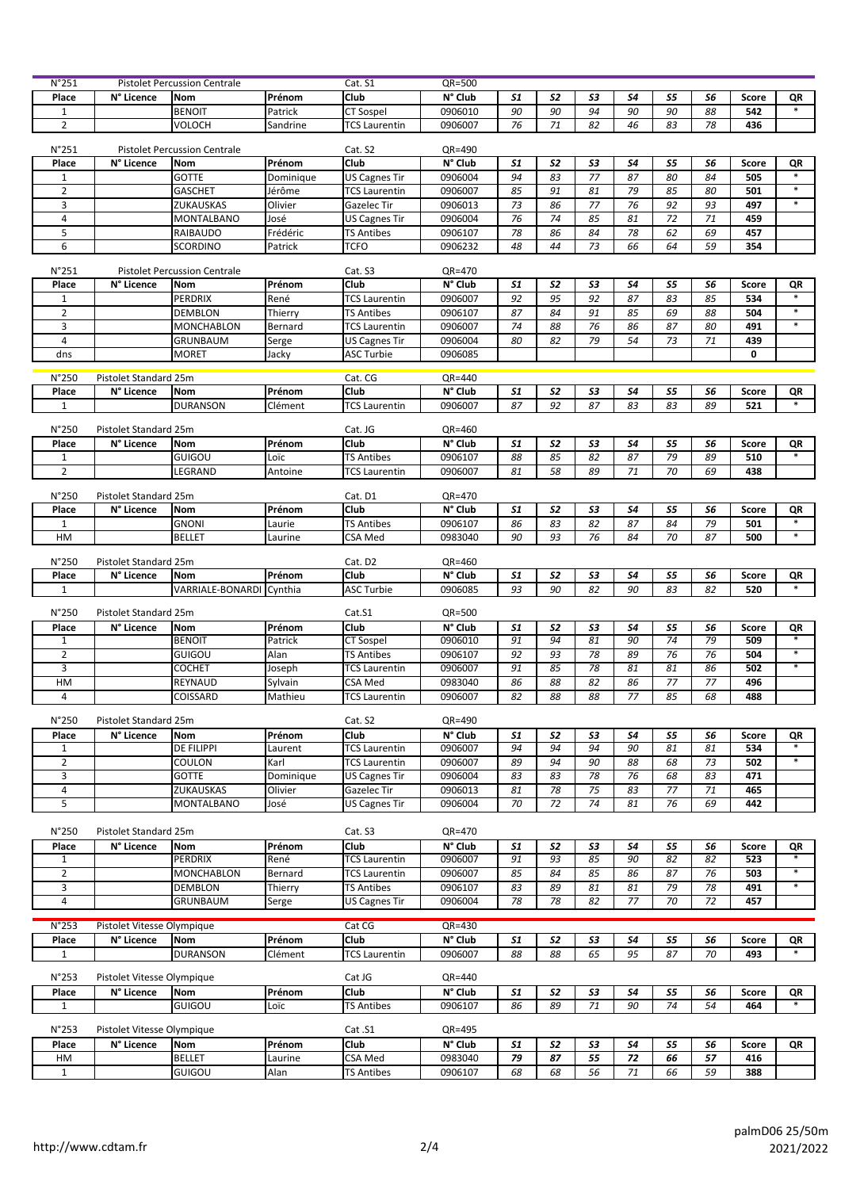| N°251 | Pistolet Percussion Centrale | | | Cat. S1 | QR=500 | | | | | | | | |
|---|---|---|---|---|---|---|---|---|---|---|---|---|---|
| Place | N° Licence | Nom | Prénom | Club | N° Club | S1 | S2 | S3 | S4 | S5 | S6 | Score | QR |
| 1 | | BENOIT | Patrick | CT Sospel | 0906010 | 90 | 90 | 94 | 90 | 90 | 88 | 542 | * |
| 2 | | VOLOCH | Sandrine | TCS Laurentin | 0906007 | 76 | 71 | 82 | 46 | 83 | 78 | 436 | |

| N°251 | Pistolet Percussion Centrale | | | Cat. S2 | QR=490 | | | | | | | | |
|---|---|---|---|---|---|---|---|---|---|---|---|---|---|
| Place | N° Licence | Nom | Prénom | Club | N° Club | S1 | S2 | S3 | S4 | S5 | S6 | Score | QR |
| 1 | | GOTTE | Dominique | US Cagnes Tir | 0906004 | 94 | 83 | 77 | 87 | 80 | 84 | 505 | * |
| 2 | | GASCHET | Jérôme | TCS Laurentin | 0906007 | 85 | 91 | 81 | 79 | 85 | 80 | 501 | * |
| 3 | | ZUKAUSKAS | Olivier | Gazelec Tir | 0906013 | 73 | 86 | 77 | 76 | 92 | 93 | 497 | * |
| 4 | | MONTALBANO | José | US Cagnes Tir | 0906004 | 76 | 74 | 85 | 81 | 72 | 71 | 459 | |
| 5 | | RAIBAUDO | Frédéric | TS Antibes | 0906107 | 78 | 86 | 84 | 78 | 62 | 69 | 457 | |
| 6 | | SCORDINO | Patrick | TCFO | 0906232 | 48 | 44 | 73 | 66 | 64 | 59 | 354 | |

| N°251 | Pistolet Percussion Centrale | | | Cat. S3 | QR=470 | | | | | | | | |
|---|---|---|---|---|---|---|---|---|---|---|---|---|---|
| Place | N° Licence | Nom | Prénom | Club | N° Club | S1 | S2 | S3 | S4 | S5 | S6 | Score | QR |
| 1 | | PERDRIX | René | TCS Laurentin | 0906007 | 92 | 95 | 92 | 87 | 83 | 85 | 534 | * |
| 2 | | DEMBLON | Thierry | TS Antibes | 0906107 | 87 | 84 | 91 | 85 | 69 | 88 | 504 | * |
| 3 | | MONCHABLON | Bernard | TCS Laurentin | 0906007 | 74 | 88 | 76 | 86 | 87 | 80 | 491 | * |
| 4 | | GRUNBAUM | Serge | US Cagnes Tir | 0906004 | 80 | 82 | 79 | 54 | 73 | 71 | 439 | |
| dns | | MORET | Jacky | ASC Turbie | 0906085 | | | | | | | 0 | |

| N°250 | Pistolet Standard 25m | | | Cat. CG | QR=440 | | | | | | | | |
|---|---|---|---|---|---|---|---|---|---|---|---|---|---|
| Place | N° Licence | Nom | Prénom | Club | N° Club | S1 | S2 | S3 | S4 | S5 | S6 | Score | QR |
| 1 | | DURANSON | Clément | TCS Laurentin | 0906007 | 87 | 92 | 87 | 83 | 83 | 89 | 521 | * |

| N°250 | Pistolet Standard 25m | | | Cat. JG | QR=460 | | | | | | | | |
|---|---|---|---|---|---|---|---|---|---|---|---|---|---|
| Place | N° Licence | Nom | Prénom | Club | N° Club | S1 | S2 | S3 | S4 | S5 | S6 | Score | QR |
| 1 | | GUIGOU | Loïc | TS Antibes | 0906107 | 88 | 85 | 82 | 87 | 79 | 89 | 510 | * |
| 2 | | LEGRAND | Antoine | TCS Laurentin | 0906007 | 81 | 58 | 89 | 71 | 70 | 69 | 438 | |

| N°250 | Pistolet Standard 25m | | | Cat. D1 | QR=470 | | | | | | | | |
|---|---|---|---|---|---|---|---|---|---|---|---|---|---|
| Place | N° Licence | Nom | Prénom | Club | N° Club | S1 | S2 | S3 | S4 | S5 | S6 | Score | QR |
| 1 | | GNONI | Laurie | TS Antibes | 0906107 | 86 | 83 | 82 | 87 | 84 | 79 | 501 | * |
| HM | | BELLET | Laurine | CSA Med | 0983040 | 90 | 93 | 76 | 84 | 70 | 87 | 500 | * |

| N°250 | Pistolet Standard 25m | | | Cat. D2 | QR=460 | | | | | | | | |
|---|---|---|---|---|---|---|---|---|---|---|---|---|---|
| Place | N° Licence | Nom | Prénom | Club | N° Club | S1 | S2 | S3 | S4 | S5 | S6 | Score | QR |
| 1 | | VARRIALE-BONARDI | Cynthia | ASC Turbie | 0906085 | 93 | 90 | 82 | 90 | 83 | 82 | 520 | * |

| N°250 | Pistolet Standard 25m | | | Cat.S1 | QR=500 | | | | | | | | |
|---|---|---|---|---|---|---|---|---|---|---|---|---|---|
| Place | N° Licence | Nom | Prénom | Club | N° Club | S1 | S2 | S3 | S4 | S5 | S6 | Score | QR |
| 1 | | BENOIT | Patrick | CT Sospel | 0906010 | 91 | 94 | 81 | 90 | 74 | 79 | 509 | * |
| 2 | | GUIGOU | Alan | TS Antibes | 0906107 | 92 | 93 | 78 | 89 | 76 | 76 | 504 | * |
| 3 | | COCHET | Joseph | TCS Laurentin | 0906007 | 91 | 85 | 78 | 81 | 81 | 86 | 502 | * |
| HM | | REYNAUD | Sylvain | CSA Med | 0983040 | 86 | 88 | 82 | 86 | 77 | 77 | 496 | |
| 4 | | COISSARD | Mathieu | TCS Laurentin | 0906007 | 82 | 88 | 88 | 77 | 85 | 68 | 488 | |

| N°250 | Pistolet Standard 25m | | | Cat. S2 | QR=490 | | | | | | | | |
|---|---|---|---|---|---|---|---|---|---|---|---|---|---|
| Place | N° Licence | Nom | Prénom | Club | N° Club | S1 | S2 | S3 | S4 | S5 | S6 | Score | QR |
| 1 | | DE FILIPPI | Laurent | TCS Laurentin | 0906007 | 94 | 94 | 94 | 90 | 81 | 81 | 534 | * |
| 2 | | COULON | Karl | TCS Laurentin | 0906007 | 89 | 94 | 90 | 88 | 68 | 73 | 502 | * |
| 3 | | GOTTE | Dominique | US Cagnes Tir | 0906004 | 83 | 83 | 78 | 76 | 68 | 83 | 471 | |
| 4 | | ZUKAUSKAS | Olivier | Gazelec Tir | 0906013 | 81 | 78 | 75 | 83 | 77 | 71 | 465 | |
| 5 | | MONTALBANO | José | US Cagnes Tir | 0906004 | 70 | 72 | 74 | 81 | 76 | 69 | 442 | |

| N°250 | Pistolet Standard 25m | | | Cat. S3 | QR=470 | | | | | | | | |
|---|---|---|---|---|---|---|---|---|---|---|---|---|---|
| Place | N° Licence | Nom | Prénom | Club | N° Club | S1 | S2 | S3 | S4 | S5 | S6 | Score | QR |
| 1 | | PERDRIX | René | TCS Laurentin | 0906007 | 91 | 93 | 85 | 90 | 82 | 82 | 523 | * |
| 2 | | MONCHABLON | Bernard | TCS Laurentin | 0906007 | 85 | 84 | 85 | 86 | 87 | 76 | 503 | * |
| 3 | | DEMBLON | Thierry | TS Antibes | 0906107 | 83 | 89 | 81 | 81 | 79 | 78 | 491 | * |
| 4 | | GRUNBAUM | Serge | US Cagnes Tir | 0906004 | 78 | 78 | 82 | 77 | 70 | 72 | 457 | |

| N°253 | Pistolet Vitesse Olympique | | | Cat CG | QR=430 | | | | | | | | |
|---|---|---|---|---|---|---|---|---|---|---|---|---|---|
| Place | N° Licence | Nom | Prénom | Club | N° Club | S1 | S2 | S3 | S4 | S5 | S6 | Score | QR |
| 1 | | DURANSON | Clément | TCS Laurentin | 0906007 | 88 | 88 | 65 | 95 | 87 | 70 | 493 | * |

| N°253 | Pistolet Vitesse Olympique | | | Cat JG | QR=440 | | | | | | | | |
|---|---|---|---|---|---|---|---|---|---|---|---|---|---|
| Place | N° Licence | Nom | Prénom | Club | N° Club | S1 | S2 | S3 | S4 | S5 | S6 | Score | QR |
| 1 | | GUIGOU | Loïc | TS Antibes | 0906107 | 86 | 89 | 71 | 90 | 74 | 54 | 464 | * |

| N°253 | Pistolet Vitesse Olympique | | | Cat .S1 | QR=495 | | | | | | | | |
|---|---|---|---|---|---|---|---|---|---|---|---|---|---|
| Place | N° Licence | Nom | Prénom | Club | N° Club | S1 | S2 | S3 | S4 | S5 | S6 | Score | QR |
| HM | | BELLET | Laurine | CSA Med | 0983040 | 79 | 87 | 55 | 72 | 66 | 57 | 416 | |
| 1 | | GUIGOU | Alan | TS Antibes | 0906107 | 68 | 68 | 56 | 71 | 66 | 59 | 388 | |

http://www.cdtam.fr

palmD06 25/50m
2021/2022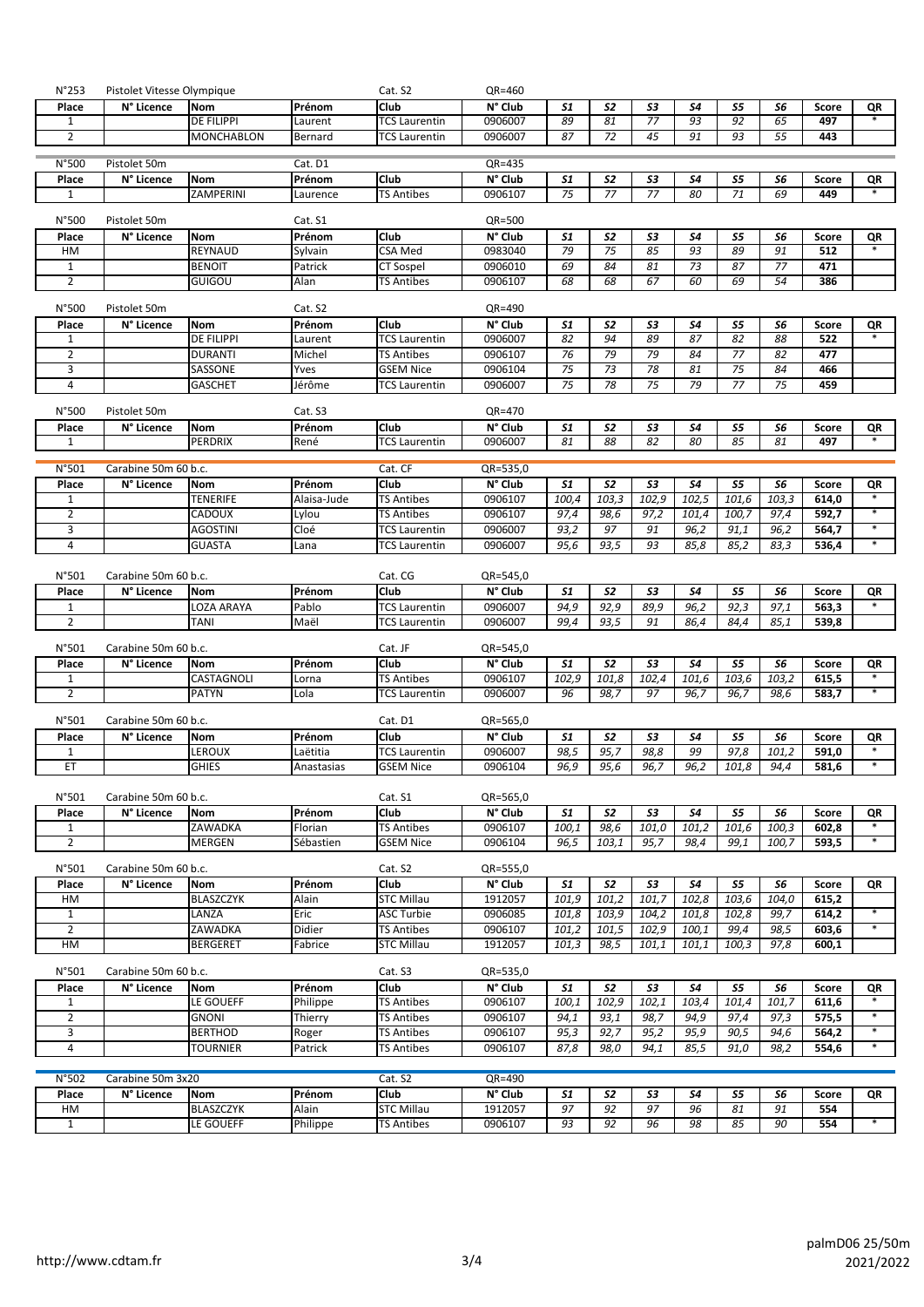| N°253 | Pistolet Vitesse Olympique | | | Cat. S2 | QR=460 | | | | | | | | |
|---|---|---|---|---|---|---|---|---|---|---|---|---|---|
| Place | N° Licence | Nom | Prénom | Club | N° Club | S1 | S2 | S3 | S4 | S5 | S6 | Score | QR |
| 1 | | DE FILIPPI | Laurent | TCS Laurentin | 0906007 | 89 | 81 | 77 | 93 | 92 | 65 | 497 | * |
| 2 | | MONCHABLON | Bernard | TCS Laurentin | 0906007 | 87 | 72 | 45 | 91 | 93 | 55 | 443 | |

| N°500 | Pistolet 50m | | Cat. D1 | | QR=435 | | | | | | | | |
|---|---|---|---|---|---|---|---|---|---|---|---|---|---|
| Place | N° Licence | Nom | Prénom | Club | N° Club | S1 | S2 | S3 | S4 | S5 | S6 | Score | QR |
| 1 | | ZAMPERINI | Laurence | TS Antibes | 0906107 | 75 | 77 | 77 | 80 | 71 | 69 | 449 | * |

| N°500 | Pistolet 50m | | | Cat. S1 | QR=500 | | | | | | | | |
|---|---|---|---|---|---|---|---|---|---|---|---|---|---|
| Place | N° Licence | Nom | Prénom | Club | N° Club | S1 | S2 | S3 | S4 | S5 | S6 | Score | QR |
| HM | | REYNAUD | Sylvain | CSA Med | 0983040 | 79 | 75 | 85 | 93 | 89 | 91 | 512 | * |
| 1 | | BENOIT | Patrick | CT Sospel | 0906010 | 69 | 84 | 81 | 73 | 87 | 77 | 471 | |
| 2 | | GUIGOU | Alan | TS Antibes | 0906107 | 68 | 68 | 67 | 60 | 69 | 54 | 386 | |

| N°500 | Pistolet 50m | | | Cat. S2 | QR=490 | | | | | | | | |
|---|---|---|---|---|---|---|---|---|---|---|---|---|---|
| Place | N° Licence | Nom | Prénom | Club | N° Club | S1 | S2 | S3 | S4 | S5 | S6 | Score | QR |
| 1 | | DE FILIPPI | Laurent | TCS Laurentin | 0906007 | 82 | 94 | 89 | 87 | 82 | 88 | 522 | * |
| 2 | | DURANTI | Michel | TS Antibes | 0906107 | 76 | 79 | 79 | 84 | 77 | 82 | 477 | |
| 3 | | SASSONE | Yves | GSEM Nice | 0906104 | 75 | 73 | 78 | 81 | 75 | 84 | 466 | |
| 4 | | GASCHET | Jérôme | TCS Laurentin | 0906007 | 75 | 78 | 75 | 79 | 77 | 75 | 459 | |

| N°500 | Pistolet 50m | | | Cat. S3 | QR=470 | | | | | | | | |
|---|---|---|---|---|---|---|---|---|---|---|---|---|---|
| Place | N° Licence | Nom | Prénom | Club | N° Club | S1 | S2 | S3 | S4 | S5 | S6 | Score | QR |
| 1 | | PERDRIX | René | TCS Laurentin | 0906007 | 81 | 88 | 82 | 80 | 85 | 81 | 497 | * |

| N°501 | Carabine 50m 60 b.c. | | | Cat. CF | QR=535,0 | | | | | | | | |
|---|---|---|---|---|---|---|---|---|---|---|---|---|---|
| Place | N° Licence | Nom | Prénom | Club | N° Club | S1 | S2 | S3 | S4 | S5 | S6 | Score | QR |
| 1 | | TENERIFE | Alaisa-Jude | TS Antibes | 0906107 | 100,4 | 103,3 | 102,9 | 102,5 | 101,6 | 103,3 | 614,0 | * |
| 2 | | CADOUX | Lylou | TS Antibes | 0906107 | 97,4 | 98,6 | 97,2 | 101,4 | 100,7 | 97,4 | 592,7 | * |
| 3 | | AGOSTINI | Cloé | TCS Laurentin | 0906007 | 93,2 | 97 | 91 | 96,2 | 91,1 | 96,2 | 564,7 | * |
| 4 | | GUASTA | Lana | TCS Laurentin | 0906007 | 95,6 | 93,5 | 93 | 85,8 | 85,2 | 83,3 | 536,4 | * |

| N°501 | Carabine 50m 60 b.c. | | | Cat. CG | QR=545,0 | | | | | | | | |
|---|---|---|---|---|---|---|---|---|---|---|---|---|---|
| Place | N° Licence | Nom | Prénom | Club | N° Club | S1 | S2 | S3 | S4 | S5 | S6 | Score | QR |
| 1 | | LOZA ARAYA | Pablo | TCS Laurentin | 0906007 | 94,9 | 92,9 | 89,9 | 96,2 | 92,3 | 97,1 | 563,3 | * |
| 2 | | TANI | Maël | TCS Laurentin | 0906007 | 99,4 | 93,5 | 91 | 86,4 | 84,4 | 85,1 | 539,8 | |

| N°501 | Carabine 50m 60 b.c. | | | Cat. JF | QR=545,0 | | | | | | | | |
|---|---|---|---|---|---|---|---|---|---|---|---|---|---|
| Place | N° Licence | Nom | Prénom | Club | N° Club | S1 | S2 | S3 | S4 | S5 | S6 | Score | QR |
| 1 | | CASTAGNOLI | Lorna | TS Antibes | 0906107 | 102,9 | 101,8 | 102,4 | 101,6 | 103,6 | 103,2 | 615,5 | * |
| 2 | | PATYN | Lola | TCS Laurentin | 0906007 | 96 | 98,7 | 97 | 96,7 | 96,7 | 98,6 | 583,7 | * |

| N°501 | Carabine 50m 60 b.c. | | | Cat. D1 | QR=565,0 | | | | | | | | |
|---|---|---|---|---|---|---|---|---|---|---|---|---|---|
| Place | N° Licence | Nom | Prénom | Club | N° Club | S1 | S2 | S3 | S4 | S5 | S6 | Score | QR |
| 1 | | LEROUX | Laëtitia | TCS Laurentin | 0906007 | 98,5 | 95,7 | 98,8 | 99 | 97,8 | 101,2 | 591,0 | * |
| ET | | GHIES | Anastasias | GSEM Nice | 0906104 | 96,9 | 95,6 | 96,7 | 96,2 | 101,8 | 94,4 | 581,6 | * |

| N°501 | Carabine 50m 60 b.c. | | | Cat. S1 | QR=565,0 | | | | | | | | |
|---|---|---|---|---|---|---|---|---|---|---|---|---|---|
| Place | N° Licence | Nom | Prénom | Club | N° Club | S1 | S2 | S3 | S4 | S5 | S6 | Score | QR |
| 1 | | ZAWADKA | Florian | TS Antibes | 0906107 | 100,1 | 98,6 | 101,0 | 101,2 | 101,6 | 100,3 | 602,8 | * |
| 2 | | MERGEN | Sébastien | GSEM Nice | 0906104 | 96,5 | 103,1 | 95,7 | 98,4 | 99,1 | 100,7 | 593,5 | * |

| N°501 | Carabine 50m 60 b.c. | | | Cat. S2 | QR=555,0 | | | | | | | | |
|---|---|---|---|---|---|---|---|---|---|---|---|---|---|
| Place | N° Licence | Nom | Prénom | Club | N° Club | S1 | S2 | S3 | S4 | S5 | S6 | Score | QR |
| HM | | BLASZCZYK | Alain | STC Millau | 1912057 | 101,9 | 101,2 | 101,7 | 102,8 | 103,6 | 104,0 | 615,2 | |
| 1 | | LANZA | Eric | ASC Turbie | 0906085 | 101,8 | 103,9 | 104,2 | 101,8 | 102,8 | 99,7 | 614,2 | * |
| 2 | | ZAWADKA | Didier | TS Antibes | 0906107 | 101,2 | 101,5 | 102,9 | 100,1 | 99,4 | 98,5 | 603,6 | * |
| HM | | BERGERET | Fabrice | STC Millau | 1912057 | 101,3 | 98,5 | 101,1 | 101,1 | 100,3 | 97,8 | 600,1 | |

| N°501 | Carabine 50m 60 b.c. | | | Cat. S3 | QR=535,0 | | | | | | | | |
|---|---|---|---|---|---|---|---|---|---|---|---|---|---|
| Place | N° Licence | Nom | Prénom | Club | N° Club | S1 | S2 | S3 | S4 | S5 | S6 | Score | QR |
| 1 | | LE GOUEFF | Philippe | TS Antibes | 0906107 | 100,1 | 102,9 | 102,1 | 103,4 | 101,4 | 101,7 | 611,6 | * |
| 2 | | GNONI | Thierry | TS Antibes | 0906107 | 94,1 | 93,1 | 98,7 | 94,9 | 97,4 | 97,3 | 575,5 | * |
| 3 | | BERTHOD | Roger | TS Antibes | 0906107 | 95,3 | 92,7 | 95,2 | 95,9 | 90,5 | 94,6 | 564,2 | * |
| 4 | | TOURNIER | Patrick | TS Antibes | 0906107 | 87,8 | 98,0 | 94,1 | 85,5 | 91,0 | 98,2 | 554,6 | * |

| N°502 | Carabine 50m 3x20 | | | Cat. S2 | QR=490 | | | | | | | | |
|---|---|---|---|---|---|---|---|---|---|---|---|---|---|
| Place | N° Licence | Nom | Prénom | Club | N° Club | S1 | S2 | S3 | S4 | S5 | S6 | Score | QR |
| HM | | BLASZCZYK | Alain | STC Millau | 1912057 | 97 | 92 | 97 | 96 | 81 | 91 | 554 | |
| 1 | | LE GOUEFF | Philippe | TS Antibes | 0906107 | 93 | 92 | 96 | 98 | 85 | 90 | 554 | * |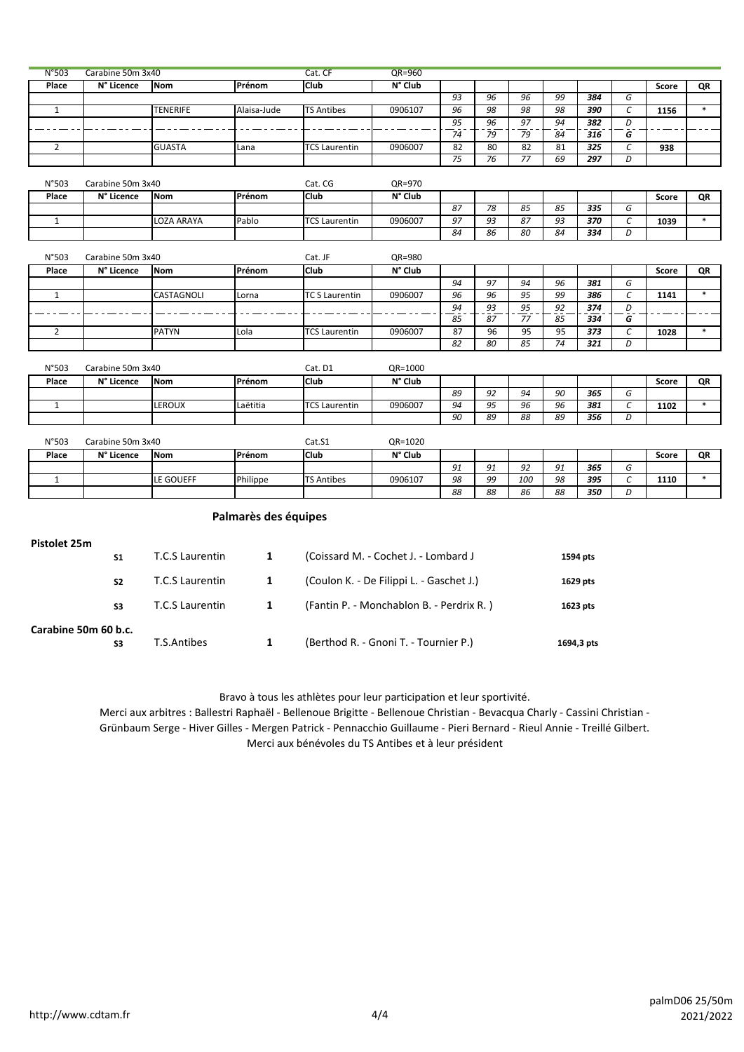| N°503 | Carabine 50m 3x40 | | | Cat. CF | QR=960 | | | | | | | | |
|---|---|---|---|---|---|---|---|---|---|---|---|---|---|
| **Place** | **N° Licence** | **Nom** | **Prénom** | **Club** | **N° Club** | | | | | | | **Score** | **QR** |
| | | | | | | 93 | 96 | 96 | 99 | 384 | G | | |
| 1 | | TENERIFE | Alaisa-Jude | TS Antibes | 0906107 | 96 | 98 | 98 | 98 | 390 | C | 1156 | * |
| | | | | | | 95 | 96 | 97 | 94 | 382 | D | | |
| | | | | | | 74 | 79 | 79 | 84 | 316 | G | | |
| 2 | | GUASTA | Lana | TCS Laurentin | 0906007 | 82 | 80 | 82 | 81 | 325 | C | 938 | |
| | | | | | | 75 | 76 | 77 | 69 | 297 | D | | |

| N°503 | Carabine 50m 3x40 | | | Cat. CG | QR=970 | | | | | | | | |
|---|---|---|---|---|---|---|---|---|---|---|---|---|---|
| **Place** | **N° Licence** | **Nom** | **Prénom** | **Club** | **N° Club** | | | | | | | **Score** | **QR** |
| | | | | | | 87 | 78 | 85 | 85 | 335 | G | | |
| 1 | | LOZA ARAYA | Pablo | TCS Laurentin | 0906007 | 97 | 93 | 87 | 93 | 370 | C | 1039 | * |
| | | | | | | 84 | 86 | 80 | 84 | 334 | D | | |

| N°503 | Carabine 50m 3x40 | | | Cat. JF | QR=980 | | | | | | | | |
|---|---|---|---|---|---|---|---|---|---|---|---|---|---|
| **Place** | **N° Licence** | **Nom** | **Prénom** | **Club** | **N° Club** | | | | | | | **Score** | **QR** |
| | | | | | | 94 | 97 | 94 | 96 | 381 | G | | |
| 1 | | CASTAGNOLI | Lorna | TC S Laurentin | 0906007 | 96 | 96 | 95 | 99 | 386 | C | 1141 | * |
| | | | | | | 94 | 93 | 95 | 92 | 374 | D | | |
| | | | | | | 85 | 87 | 77 | 85 | 334 | G | | |
| 2 | | PATYN | Lola | TCS Laurentin | 0906007 | 87 | 96 | 95 | 95 | 373 | C | 1028 | * |
| | | | | | | 82 | 80 | 85 | 74 | 321 | D | | |

| N°503 | Carabine 50m 3x40 | | | Cat. D1 | QR=1000 | | | | | | | | |
|---|---|---|---|---|---|---|---|---|---|---|---|---|---|
| **Place** | **N° Licence** | **Nom** | **Prénom** | **Club** | **N° Club** | | | | | | | **Score** | **QR** |
| | | | | | | 89 | 92 | 94 | 90 | 365 | G | | |
| 1 | | LEROUX | Laëtitia | TCS Laurentin | 0906007 | 94 | 95 | 96 | 96 | 381 | C | 1102 | * |
| | | | | | | 90 | 89 | 88 | 89 | 356 | D | | |

| N°503 | Carabine 50m 3x40 | | | Cat.S1 | QR=1020 | | | | | | | | |
|---|---|---|---|---|---|---|---|---|---|---|---|---|---|
| **Place** | **N° Licence** | **Nom** | **Prénom** | **Club** | **N° Club** | | | | | | | **Score** | **QR** |
| | | | | | | 91 | 91 | 92 | 91 | 365 | G | | |
| 1 | | LE GOUEFF | Philippe | TS Antibes | 0906107 | 98 | 99 | 100 | 98 | 395 | C | 1110 | * |
| | | | | | | 88 | 88 | 86 | 88 | 350 | D | | |

## Palmarès des équipes

**Pistolet 25m**

| | | | | | |
|---|---|---|---|---|---|
| | **S1** | T.C.S Laurentin | 1 | (Coissard M. - Cochet J. - Lombard J | **1594 pts** |
| | **S2** | T.C.S Laurentin | 1 | (Coulon K. - De Filippi L. - Gaschet J.) | **1629 pts** |
| | **S3** | T.C.S Laurentin | 1 | (Fantin P. - Monchablon B. - Perdrix R. ) | **1623 pts** |

**Carabine 50m 60 b.c.**

| | | | | | |
|---|---|---|---|---|---|
| | **S3** | T.S.Antibes | 1 | (Berthod R. - Gnoni T. - Tournier P.) | **1694,3 pts** |

Bravo à tous les athlètes pour leur participation et leur sportivité.

Merci aux arbitres : Ballestri Raphaël - Bellenoue Brigitte - Bellenoue Christian - Bevacqua Charly - Cassini Christian - Grünbaum Serge - Hiver Gilles - Mergen Patrick - Pennacchio Guillaume - Pieri Bernard - Rieul Annie - Treillé Gilbert.

Merci aux bénévoles du TS Antibes et à leur président